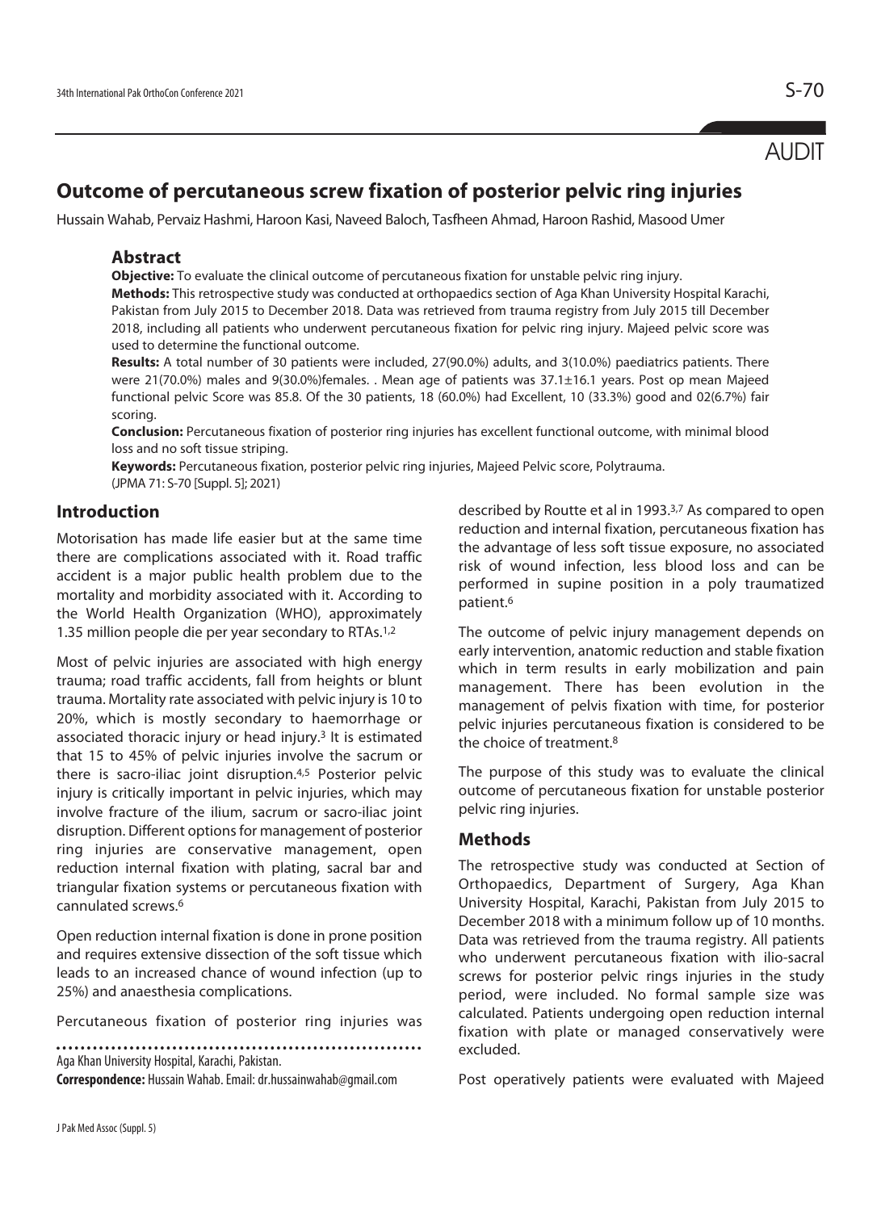AUDIT

# Outcome of percutaneous screw fixation of posterior pelvic ring injuries

Hussain Wahab, Pervaiz Hashmi, Haroon Kasi, Naveed Baloch, Tasfheen Ahmad, Haroon Rashid, Masood Umer

## Abstract

**Objective:** To evaluate the clinical outcome of percutaneous fixation for unstable pelvic ring injury.

**Methods:** This retrospective study was conducted at orthopaedics section of Aga Khan University Hospital Karachi, Pakistan from July 2015 to December 2018. Data was retrieved from trauma registry from July 2015 till December 2018, including all patients who underwent percutaneous fixation for pelvic ring injury. Majeed pelvic score was used to determine the functional outcome.

**Results:** A total number of 30 patients were included, 27(90.0%) adults, and 3(10.0%) paediatrics patients. There were 21(70.0%) males and 9(30.0%)females. . Mean age of patients was 37.1±16.1 years. Post op mean Majeed functional pelvic Score was 85.8. Of the 30 patients, 18 (60.0%) had Excellent, 10 (33.3%) good and 02(6.7%) fair scoring.

**Conclusion:** Percutaneous fixation of posterior ring injuries has excellent functional outcome, with minimal blood loss and no soft tissue striping.

**Keywords:** Percutaneous fixation, posterior pelvic ring injuries, Majeed Pelvic score, Polytrauma.

(JPMA 71: S-70 [Suppl. 5]; 2021)

## Introduction

Motorisation has made life easier but at the same time there are complications associated with it. Road traffic accident is a major public health problem due to the mortality and morbidity associated with it. According to the World Health Organization (WHO), approximately 1.35 million people die per year secondary to RTAs.[1,2]

Most of pelvic injuries are associated with high energy trauma; road traffic accidents, fall from heights or blunt trauma. Mortality rate associated with pelvic injury is 10 to 20%, which is mostly secondary to haemorrhage or associated thoracic injury or head injury.[3] It is estimated that 15 to 45% of pelvic injuries involve the sacrum or there is sacro-iliac joint disruption.[4,5] Posterior pelvic injury is critically important in pelvic injuries, which may involve fracture of the ilium, sacrum or sacro-iliac joint disruption. Different options for management of posterior ring injuries are conservative management, open reduction internal fixation with plating, sacral bar and triangular fixation systems or percutaneous fixation with cannulated screws.[6]

Open reduction internal fixation is done in prone position and requires extensive dissection of the soft tissue which leads to an increased chance of wound infection (up to 25%) and anaesthesia complications.

Percutaneous fixation of posterior ring injuries was described by Routte et al in 1993.[3,7] As compared to open reduction and internal fixation, percutaneous fixation has the advantage of less soft tissue exposure, no associated risk of wound infection, less blood loss and can be performed in supine position in a poly traumatized patient.[6]

The outcome of pelvic injury management depends on early intervention, anatomic reduction and stable fixation which in term results in early mobilization and pain management. There has been evolution in the management of pelvis fixation with time, for posterior pelvic injuries percutaneous fixation is considered to be the choice of treatment.[8]

The purpose of this study was to evaluate the clinical outcome of percutaneous fixation for unstable posterior pelvic ring injuries.

## Methods

The retrospective study was conducted at Section of Orthopaedics, Department of Surgery, Aga Khan University Hospital, Karachi, Pakistan from July 2015 to December 2018 with a minimum follow up of 10 months. Data was retrieved from the trauma registry. All patients who underwent percutaneous fixation with ilio-sacral screws for posterior pelvic rings injuries in the study period, were included. No formal sample size was calculated. Patients undergoing open reduction internal fixation with plate or managed conservatively were excluded.

Post operatively patients were evaluated with Majeed

Aga Khan University Hospital, Karachi, Pakistan.

**Correspondence:** Hussain Wahab. Email: dr.hussainwahab@gmail.com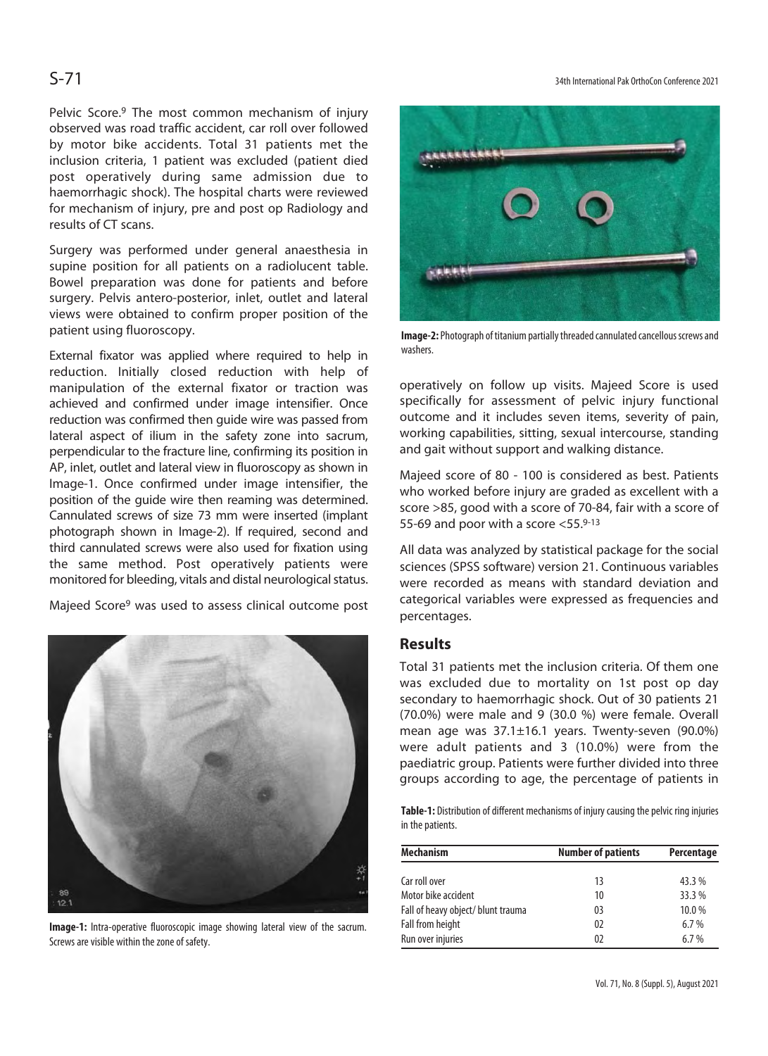Pelvic Score.[9] The most common mechanism of injury observed was road traffic accident, car roll over followed by motor bike accidents. Total 31 patients met the inclusion criteria, 1 patient was excluded (patient died post operatively during same admission due to haemorrhagic shock). The hospital charts were reviewed for mechanism of injury, pre and post op Radiology and results of CT scans.

Surgery was performed under general anaesthesia in supine position for all patients on a radiolucent table. Bowel preparation was done for patients and before surgery. Pelvis antero-posterior, inlet, outlet and lateral views were obtained to confirm proper position of the patient using fluoroscopy.

External fixator was applied where required to help in reduction. Initially closed reduction with help of manipulation of the external fixator or traction was achieved and confirmed under image intensifier. Once reduction was confirmed then guide wire was passed from lateral aspect of ilium in the safety zone into sacrum, perpendicular to the fracture line, confirming its position in AP, inlet, outlet and lateral view in fluoroscopy as shown in Image-1. Once confirmed under image intensifier, the position of the guide wire then reaming was determined. Cannulated screws of size 73 mm were inserted (implant photograph shown in Image-2). If required, second and third cannulated screws were also used for fixation using the same method. Post operatively patients were monitored for bleeding, vitals and distal neurological status.

Majeed Score[9] was used to assess clinical outcome post operatively on follow up visits. Majeed Score is used specifically for assessment of pelvic injury functional outcome and it includes seven items, severity of pain, working capabilities, sitting, sexual intercourse, standing and gait without support and walking distance.

**Image-1:** Intra-operative fluoroscopic image showing lateral view of the sacrum. Screws are visible within the zone of safety.

**Image-2:** Photograph of titanium partially threaded cannulated cancellous screws and washers.

Majeed score of 80 - 100 is considered as best. Patients who worked before injury are graded as excellent with a score >85, good with a score of 70-84, fair with a score of 55-69 and poor with a score <55.[9-13]

All data was analyzed by statistical package for the social sciences (SPSS software) version 21. Continuous variables were recorded as means with standard deviation and categorical variables were expressed as frequencies and percentages.

## Results

Total 31 patients met the inclusion criteria. Of them one was excluded due to mortality on 1st post op day secondary to haemorrhagic shock. Out of 30 patients 21 (70.0%) were male and 9 (30.0 %) were female. Overall mean age was 37.1±16.1 years. Twenty-seven (90.0%) were adult patients and 3 (10.0%) were from the paediatric group. Patients were further divided into three groups according to age, the percentage of patients in

**Table-1:** Distribution of different mechanisms of injury causing the pelvic ring injuries in the patients.

| Mechanism | Number of patients | Percentage |
|---|---|---|
| Car roll over | 13 | 43.3 % |
| Motor bike accident | 10 | 33.3 % |
| Fall of heavy object/ blunt trauma | 03 | 10.0 % |
| Fall from height | 02 | 6.7 % |
| Run over injuries | 02 | 6.7 % |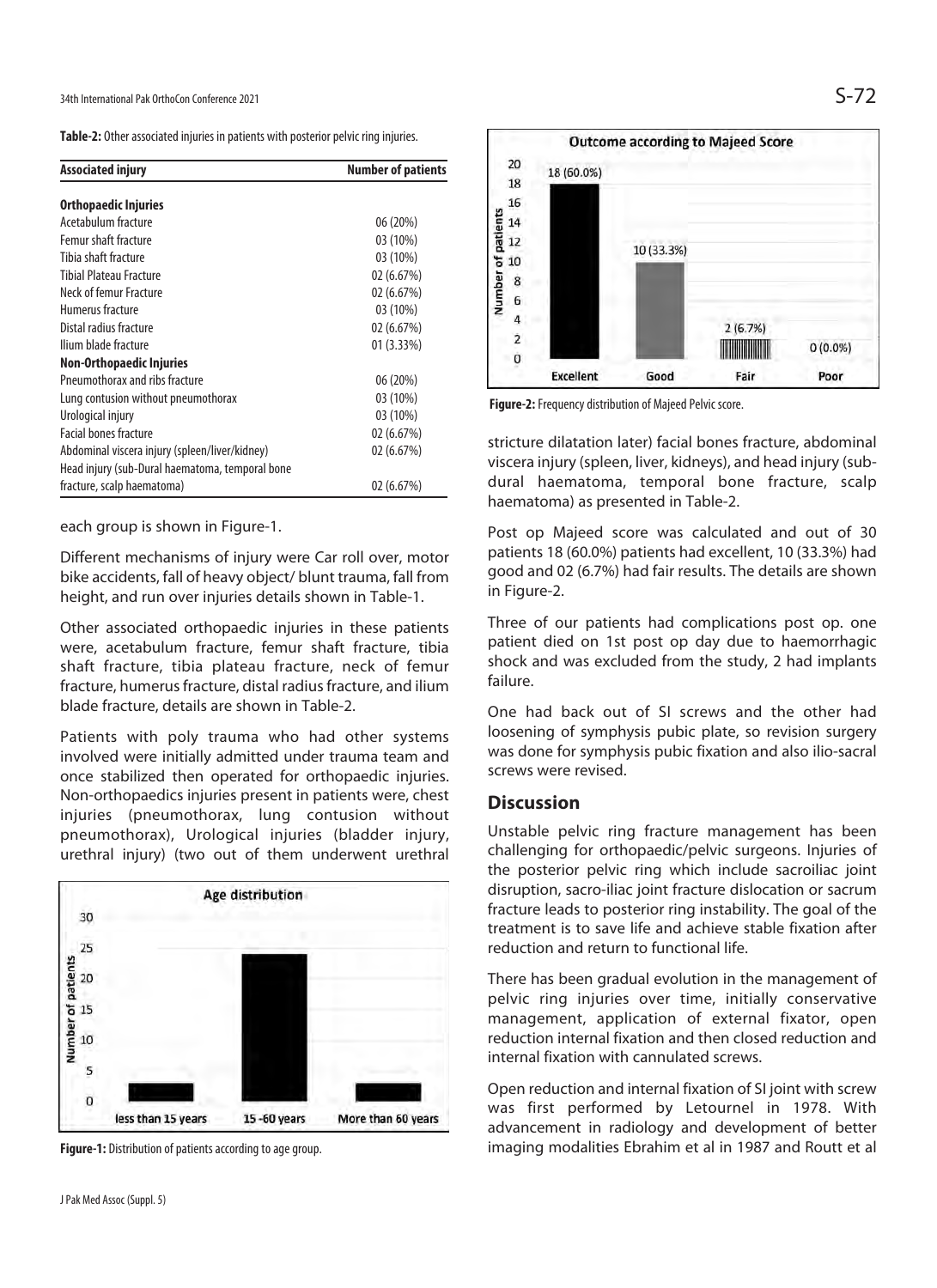**Table-2:** Other associated injuries in patients with posterior pelvic ring injuries.

| Associated injury | Number of patients |
|---|---|
| **Orthopaedic Injuries** | |
| Acetabulum fracture | 06 (20%) |
| Femur shaft fracture | 03 (10%) |
| Tibia shaft fracture | 03 (10%) |
| Tibial Plateau Fracture | 02 (6.67%) |
| Neck of femur Fracture | 02 (6.67%) |
| Humerus fracture | 03 (10%) |
| Distal radius fracture | 02 (6.67%) |
| Ilium blade fracture | 01 (3.33%) |
| **Non-Orthopaedic Injuries** | |
| Pneumothorax and ribs fracture | 06 (20%) |
| Lung contusion without pneumothorax | 03 (10%) |
| Urological injury | 03 (10%) |
| Facial bones fracture | 02 (6.67%) |
| Abdominal viscera injury (spleen/liver/kidney) | 02 (6.67%) |
| Head injury (sub-Dural haematoma, temporal bone fracture, scalp haematoma) | 02 (6.67%) |

each group is shown in Figure-1.

Different mechanisms of injury were Car roll over, motor bike accidents, fall of heavy object/ blunt trauma, fall from height, and run over injuries details shown in Table-1.

Other associated orthopaedic injuries in these patients were, acetabulum fracture, femur shaft fracture, tibia shaft fracture, tibia plateau fracture, neck of femur fracture, humerus fracture, distal radius fracture, and ilium blade fracture, details are shown in Table-2.

Patients with poly trauma who had other systems involved were initially admitted under trauma team and once stabilized then operated for orthopaedic injuries. Non-orthopaedics injuries present in patients were, chest injuries (pneumothorax, lung contusion without pneumothorax), Urological injuries (bladder injury, urethral injury) (two out of them underwent urethral stricture dilatation later) facial bones fracture, abdominal viscera injury (spleen, liver, kidneys), and head injury (sub-dural haematoma, temporal bone fracture, scalp haematoma) as presented in Table-2.

Age distribution

Number of patients

30
25
20
15
10
5
0

less than 15 years
15 -60 years
More than 60 years

**Figure-1:** Distribution of patients according to age group.

Outcome according to Majeed Score

Number of patients

20
18
16
14
12
10
8
6
4
2
0

18 (60.0%)
10 (33.3%)
2 (6.7%)
0 (0.0%)

Excellent
Good
Fair
Poor

**Figure-2:** Frequency distribution of Majeed Pelvic score.

Post op Majeed score was calculated and out of 30 patients 18 (60.0%) patients had excellent, 10 (33.3%) had good and 02 (6.7%) had fair results. The details are shown in Figure-2.

Three of our patients had complications post op. one patient died on 1st post op day due to haemorrhagic shock and was excluded from the study, 2 had implants failure.

One had back out of SI screws and the other had loosening of symphysis pubic plate, so revision surgery was done for symphysis pubic fixation and also ilio-sacral screws were revised.

## Discussion

Unstable pelvic ring fracture management has been challenging for orthopaedic/pelvic surgeons. Injuries of the posterior pelvic ring which include sacroiliac joint disruption, sacro-iliac joint fracture dislocation or sacrum fracture leads to posterior ring instability. The goal of the treatment is to save life and achieve stable fixation after reduction and return to functional life.

There has been gradual evolution in the management of pelvic ring injuries over time, initially conservative management, application of external fixator, open reduction internal fixation and then closed reduction and internal fixation with cannulated screws.

Open reduction and internal fixation of SI joint with screw was first performed by Letournel in 1978. With advancement in radiology and development of better imaging modalities Ebrahim et al in 1987 and Routt et al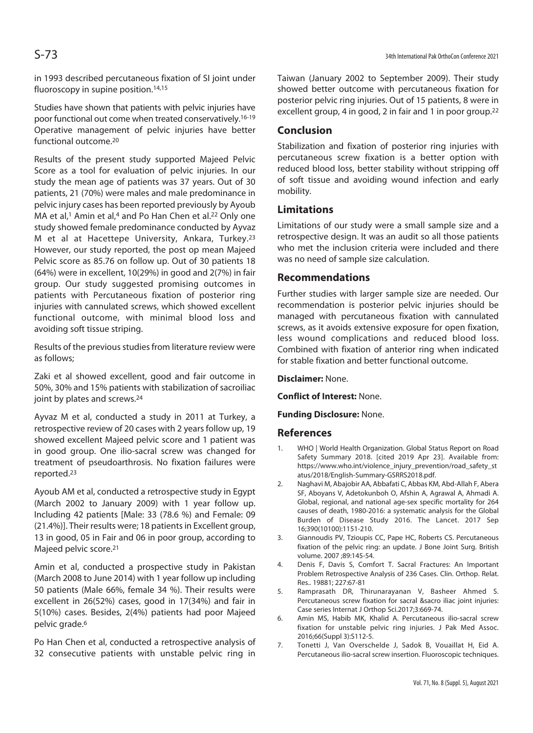in 1993 described percutaneous fixation of SI joint under fluoroscopy in supine position.[14,15]

Studies have shown that patients with pelvic injuries have poor functional out come when treated conservatively.[16-19] Operative management of pelvic injuries have better functional outcome.[20]

Results of the present study supported Majeed Pelvic Score as a tool for evaluation of pelvic injuries. In our study the mean age of patients was 37 years. Out of 30 patients, 21 (70%) were males and male predominance in pelvic injury cases has been reported previously by Ayoub MA et al,[1] Amin et al,[4] and Po Han Chen et al.[22] Only one study showed female predominance conducted by Ayvaz M et al at Hacettepe University, Ankara, Turkey.[23] However, our study reported, the post op mean Majeed Pelvic score as 85.76 on follow up. Out of 30 patients 18 (64%) were in excellent, 10(29%) in good and 2(7%) in fair group. Our study suggested promising outcomes in patients with Percutaneous fixation of posterior ring injuries with cannulated screws, which showed excellent functional outcome, with minimal blood loss and avoiding soft tissue striping.

Results of the previous studies from literature review were as follows;

Zaki et al showed excellent, good and fair outcome in 50%, 30% and 15% patients with stabilization of sacroiliac joint by plates and screws.[24]

Ayvaz M et al, conducted a study in 2011 at Turkey, a retrospective review of 20 cases with 2 years follow up, 19 showed excellent Majeed pelvic score and 1 patient was in good group. One ilio-sacral screw was changed for treatment of pseudoarthrosis. No fixation failures were reported.[23]

Ayoub AM et al, conducted a retrospective study in Egypt (March 2002 to January 2009) with 1 year follow up. Including 42 patients [Male: 33 (78.6 %) and Female: 09 (21.4%)]. Their results were; 18 patients in Excellent group, 13 in good, 05 in Fair and 06 in poor group, according to Majeed pelvic score.[21]

Amin et al, conducted a prospective study in Pakistan (March 2008 to June 2014) with 1 year follow up including 50 patients (Male 66%, female 34 %). Their results were excellent in 26(52%) cases, good in 17(34%) and fair in 5(10%) cases. Besides, 2(4%) patients had poor Majeed pelvic grade.[6]

Po Han Chen et al, conducted a retrospective analysis of 32 consecutive patients with unstable pelvic ring in Taiwan (January 2002 to September 2009). Their study showed better outcome with percutaneous fixation for posterior pelvic ring injuries. Out of 15 patients, 8 were in excellent group, 4 in good, 2 in fair and 1 in poor group.[22]

## Conclusion

Stabilization and fixation of posterior ring injuries with percutaneous screw fixation is a better option with reduced blood loss, better stability without stripping off of soft tissue and avoiding wound infection and early mobility.

## Limitations

Limitations of our study were a small sample size and a retrospective design. It was an audit so all those patients who met the inclusion criteria were included and there was no need of sample size calculation.

## Recommendations

Further studies with larger sample size are needed. Our recommendation is posterior pelvic injuries should be managed with percutaneous fixation with cannulated screws, as it avoids extensive exposure for open fixation, less wound complications and reduced blood loss. Combined with fixation of anterior ring when indicated for stable fixation and better functional outcome.

**Disclaimer:** None.

**Conflict of Interest:** None.

**Funding Disclosure:** None.

## References

1. WHO | World Health Organization. Global Status Report on Road Safety Summary 2018. [cited 2019 Apr 23]. Available from: https://www.who.int/violence_injury_prevention/road_safety_status/2018/English-Summary-GSRRS2018.pdf.
2. Naghavi M, Abajobir AA, Abbafati C, Abbas KM, Abd-Allah F, Abera SF, Aboyans V, Adetokunboh O, Afshin A, Agrawal A, Ahmadi A. Global, regional, and national age-sex specific mortality for 264 causes of death, 1980-2016: a systematic analysis for the Global Burden of Disease Study 2016. The Lancet. 2017 Sep 16;390(10100):1151-210.
3. Giannoudis PV, Tzioupis CC, Pape HC, Roberts CS. Percutaneous fixation of the pelvic ring: an update. J Bone Joint Surg. British volume. 2007 ;89:145-54.
4. Denis F, Davis S, Comfort T. Sacral Fractures: An Important Problem Retrospective Analysis of 236 Cases. Clin. Orthop. Relat. Res.. 19881; 227:67-81
5. Ramprasath DR, Thirunarayanan V, Basheer Ahmed S. Percutaneous screw fixation for sacral &sacro iliac joint injuries: Case series Internat J Orthop Sci.2017;3:669-74.
6. Amin MS, Habib MK, Khalid A. Percutaneous ilio-sacral screw fixation for unstable pelvic ring injuries. J Pak Med Assoc. 2016;66(Suppl 3):S112-5.
7. Tonetti J, Van Overschelde J, Sadok B, Vouaillat H, Eid A. Percutaneous ilio-sacral screw insertion. Fluoroscopic techniques.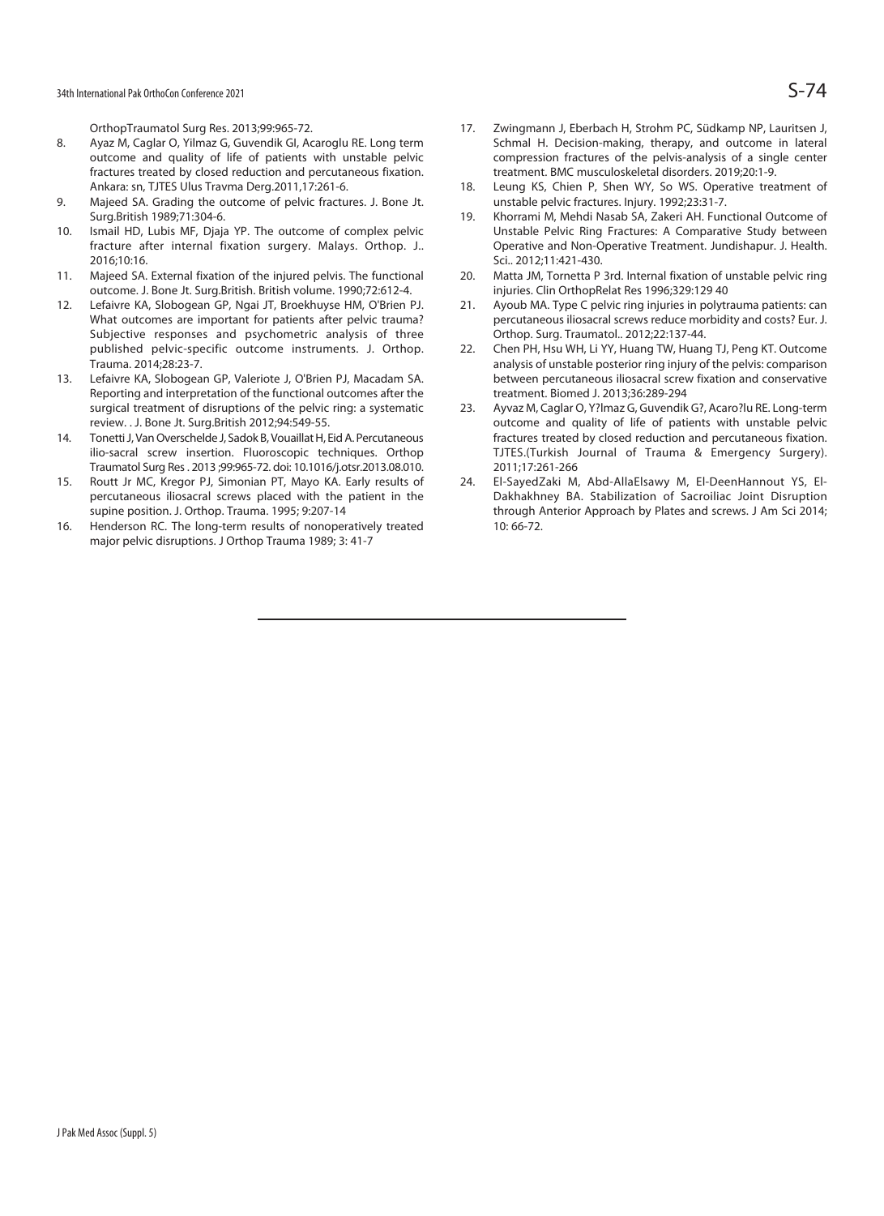OrthopTraumatol Surg Res. 2013;99:965-72.

8. Ayaz M, Caglar O, Yilmaz G, Guvendik GI, Acaroglu RE. Long term outcome and quality of life of patients with unstable pelvic fractures treated by closed reduction and percutaneous fixation. Ankara: sn, TJTES Ulus Travma Derg.2011,17:261-6.
9. Majeed SA. Grading the outcome of pelvic fractures. J. Bone Jt. Surg.British 1989;71:304-6.
10. Ismail HD, Lubis MF, Djaja YP. The outcome of complex pelvic fracture after internal fixation surgery. Malays. Orthop. J.. 2016;10:16.
11. Majeed SA. External fixation of the injured pelvis. The functional outcome. J. Bone Jt. Surg.British. British volume. 1990;72:612-4.
12. Lefaivre KA, Slobogean GP, Ngai JT, Broekhuyse HM, O'Brien PJ. What outcomes are important for patients after pelvic trauma? Subjective responses and psychometric analysis of three published pelvic-specific outcome instruments. J. Orthop. Trauma. 2014;28:23-7.
13. Lefaivre KA, Slobogean GP, Valeriote J, O'Brien PJ, Macadam SA. Reporting and interpretation of the functional outcomes after the surgical treatment of disruptions of the pelvic ring: a systematic review. . J. Bone Jt. Surg.British 2012;94:549-55.
14. Tonetti J, Van Overschelde J, Sadok B, Vouaillat H, Eid A. Percutaneous ilio-sacral screw insertion. Fluoroscopic techniques. Orthop Traumatol Surg Res . 2013 ;99:965-72. doi: 10.1016/j.otsr.2013.08.010.
15. Routt Jr MC, Kregor PJ, Simonian PT, Mayo KA. Early results of percutaneous iliosacral screws placed with the patient in the supine position. J. Orthop. Trauma. 1995; 9:207-14
16. Henderson RC. The long-term results of nonoperatively treated major pelvic disruptions. J Orthop Trauma 1989; 3: 41-7
17. Zwingmann J, Eberbach H, Strohm PC, Südkamp NP, Lauritsen J, Schmal H. Decision-making, therapy, and outcome in lateral compression fractures of the pelvis-analysis of a single center treatment. BMC musculoskeletal disorders. 2019;20:1-9.
18. Leung KS, Chien P, Shen WY, So WS. Operative treatment of unstable pelvic fractures. Injury. 1992;23:31-7.
19. Khorrami M, Mehdi Nasab SA, Zakeri AH. Functional Outcome of Unstable Pelvic Ring Fractures: A Comparative Study between Operative and Non-Operative Treatment. Jundishapur. J. Health. Sci.. 2012;11:421-430.
20. Matta JM, Tornetta P 3rd. Internal fixation of unstable pelvic ring injuries. Clin OrthopRelat Res 1996;329:129 40
21. Ayoub MA. Type C pelvic ring injuries in polytrauma patients: can percutaneous iliosacral screws reduce morbidity and costs? Eur. J. Orthop. Surg. Traumatol.. 2012;22:137-44.
22. Chen PH, Hsu WH, Li YY, Huang TW, Huang TJ, Peng KT. Outcome analysis of unstable posterior ring injury of the pelvis: comparison between percutaneous iliosacral screw fixation and conservative treatment. Biomed J. 2013;36:289-294
23. Ayvaz M, Caglar O, Y?lmaz G, Guvendik G?, Acaro?lu RE. Long-term outcome and quality of life of patients with unstable pelvic fractures treated by closed reduction and percutaneous fixation. TJTES.(Turkish Journal of Trauma & Emergency Surgery). 2011;17:261-266
24. El-SayedZaki M, Abd-AllaElsawy M, El-DeenHannout YS, El-Dakhakhney BA. Stabilization of Sacroiliac Joint Disruption through Anterior Approach by Plates and screws. J Am Sci 2014; 10: 66-72.